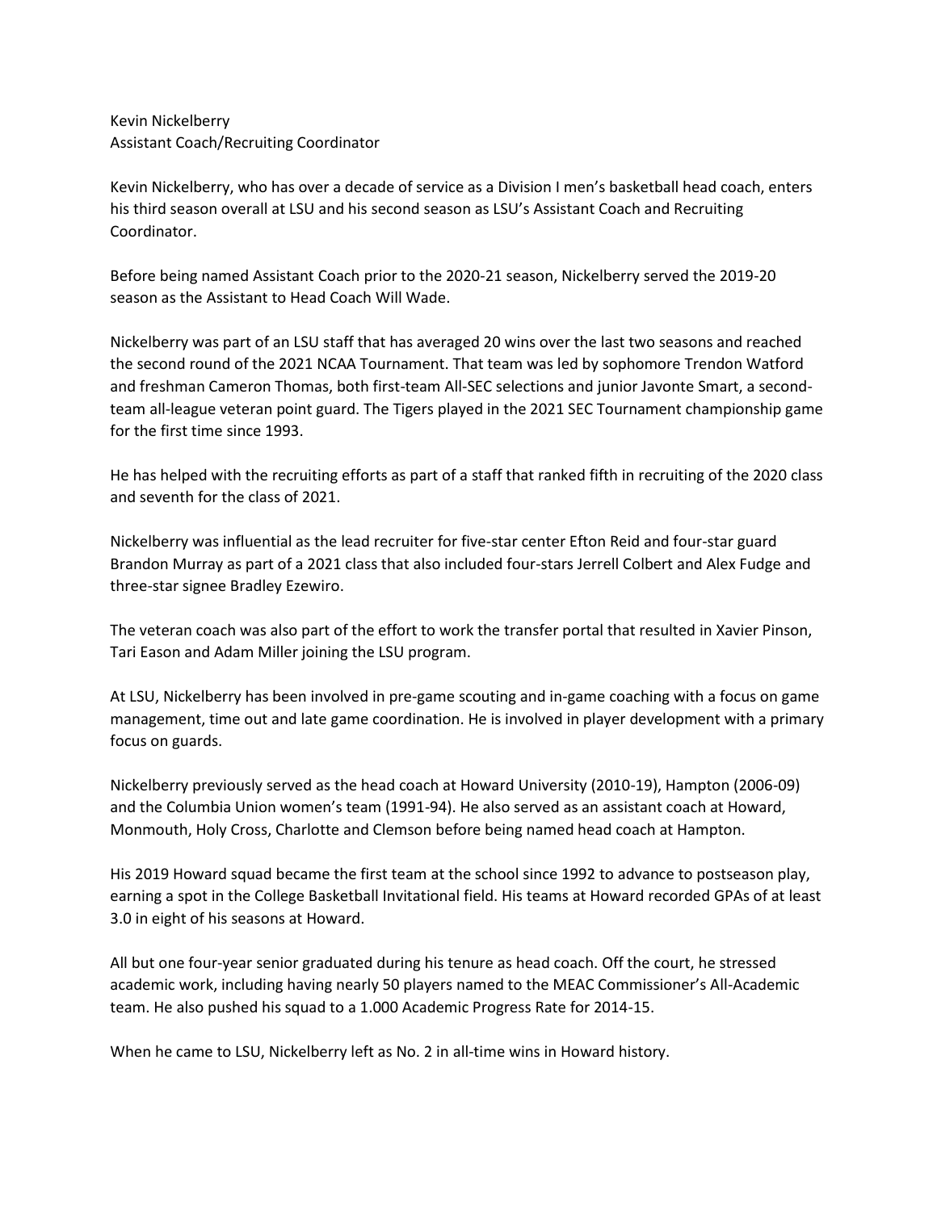Kevin Nickelberry
Assistant Coach/Recruiting Coordinator

Kevin Nickelberry, who has over a decade of service as a Division I men's basketball head coach, enters his third season overall at LSU and his second season as LSU's Assistant Coach and Recruiting Coordinator.

Before being named Assistant Coach prior to the 2020-21 season, Nickelberry served the 2019-20 season as the Assistant to Head Coach Will Wade.

Nickelberry was part of an LSU staff that has averaged 20 wins over the last two seasons and reached the second round of the 2021 NCAA Tournament. That team was led by sophomore Trendon Watford and freshman Cameron Thomas, both first-team All-SEC selections and junior Javonte Smart, a second-team all-league veteran point guard. The Tigers played in the 2021 SEC Tournament championship game for the first time since 1993.

He has helped with the recruiting efforts as part of a staff that ranked fifth in recruiting of the 2020 class and seventh for the class of 2021.

Nickelberry was influential as the lead recruiter for five-star center Efton Reid and four-star guard Brandon Murray as part of a 2021 class that also included four-stars Jerrell Colbert and Alex Fudge and three-star signee Bradley Ezewiro.

The veteran coach was also part of the effort to work the transfer portal that resulted in Xavier Pinson, Tari Eason and Adam Miller joining the LSU program.

At LSU, Nickelberry has been involved in pre-game scouting and in-game coaching with a focus on game management, time out and late game coordination. He is involved in player development with a primary focus on guards.

Nickelberry previously served as the head coach at Howard University (2010-19), Hampton (2006-09) and the Columbia Union women's team (1991-94). He also served as an assistant coach at Howard, Monmouth, Holy Cross, Charlotte and Clemson before being named head coach at Hampton.

His 2019 Howard squad became the first team at the school since 1992 to advance to postseason play, earning a spot in the College Basketball Invitational field. His teams at Howard recorded GPAs of at least 3.0 in eight of his seasons at Howard.

All but one four-year senior graduated during his tenure as head coach. Off the court, he stressed academic work, including having nearly 50 players named to the MEAC Commissioner's All-Academic team. He also pushed his squad to a 1.000 Academic Progress Rate for 2014-15.

When he came to LSU, Nickelberry left as No. 2 in all-time wins in Howard history.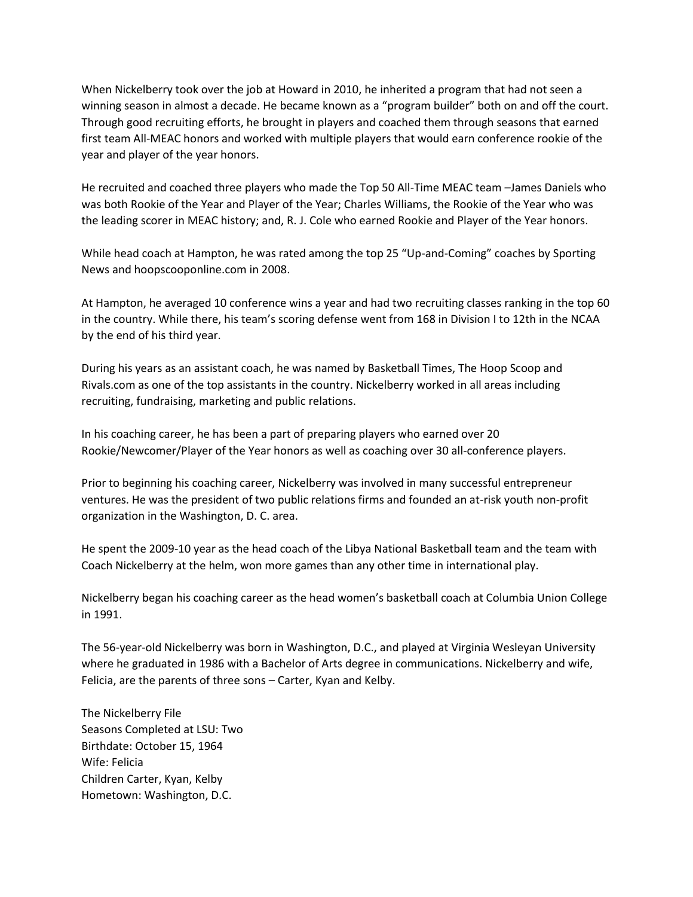When Nickelberry took over the job at Howard in 2010, he inherited a program that had not seen a winning season in almost a decade. He became known as a "program builder" both on and off the court. Through good recruiting efforts, he brought in players and coached them through seasons that earned first team All-MEAC honors and worked with multiple players that would earn conference rookie of the year and player of the year honors.

He recruited and coached three players who made the Top 50 All-Time MEAC team –James Daniels who was both Rookie of the Year and Player of the Year; Charles Williams, the Rookie of the Year who was the leading scorer in MEAC history; and, R. J. Cole who earned Rookie and Player of the Year honors.

While head coach at Hampton, he was rated among the top 25 "Up-and-Coming" coaches by Sporting News and hoopscooponline.com in 2008.

At Hampton, he averaged 10 conference wins a year and had two recruiting classes ranking in the top 60 in the country. While there, his team's scoring defense went from 168 in Division I to 12th in the NCAA by the end of his third year.

During his years as an assistant coach, he was named by Basketball Times, The Hoop Scoop and Rivals.com as one of the top assistants in the country. Nickelberry worked in all areas including recruiting, fundraising, marketing and public relations.

In his coaching career, he has been a part of preparing players who earned over 20 Rookie/Newcomer/Player of the Year honors as well as coaching over 30 all-conference players.

Prior to beginning his coaching career, Nickelberry was involved in many successful entrepreneur ventures. He was the president of two public relations firms and founded an at-risk youth non-profit organization in the Washington, D. C. area.

He spent the 2009-10 year as the head coach of the Libya National Basketball team and the team with Coach Nickelberry at the helm, won more games than any other time in international play.

Nickelberry began his coaching career as the head women's basketball coach at Columbia Union College in 1991.

The 56-year-old Nickelberry was born in Washington, D.C., and played at Virginia Wesleyan University where he graduated in 1986 with a Bachelor of Arts degree in communications. Nickelberry and wife, Felicia, are the parents of three sons – Carter, Kyan and Kelby.

The Nickelberry File
Seasons Completed at LSU: Two
Birthdate: October 15, 1964
Wife: Felicia
Children Carter, Kyan, Kelby
Hometown: Washington, D.C.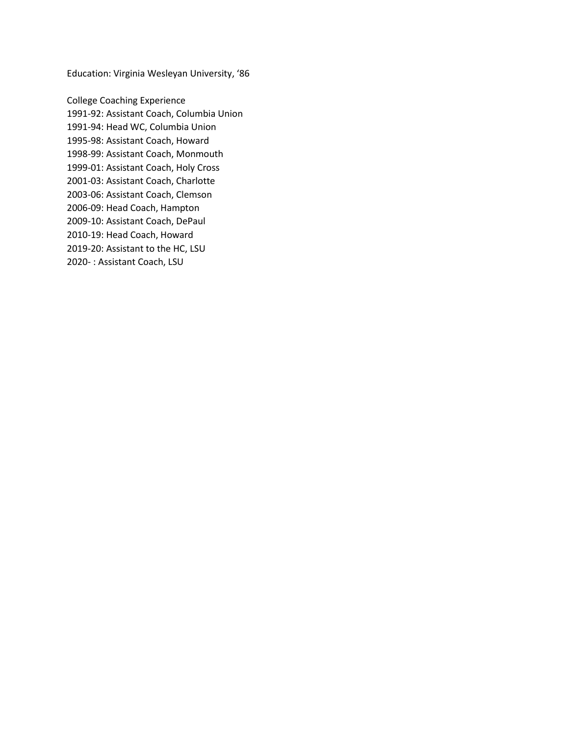Education: Virginia Wesleyan University, ‘86

College Coaching Experience

1991-92: Assistant Coach, Columbia Union
1991-94: Head WC, Columbia Union
1995-98: Assistant Coach, Howard
1998-99: Assistant Coach, Monmouth
1999-01: Assistant Coach, Holy Cross
2001-03: Assistant Coach, Charlotte
2003-06: Assistant Coach, Clemson
2006-09: Head Coach, Hampton
2009-10: Assistant Coach, DePaul
2010-19: Head Coach, Howard
2019-20: Assistant to the HC, LSU
2020- : Assistant Coach, LSU